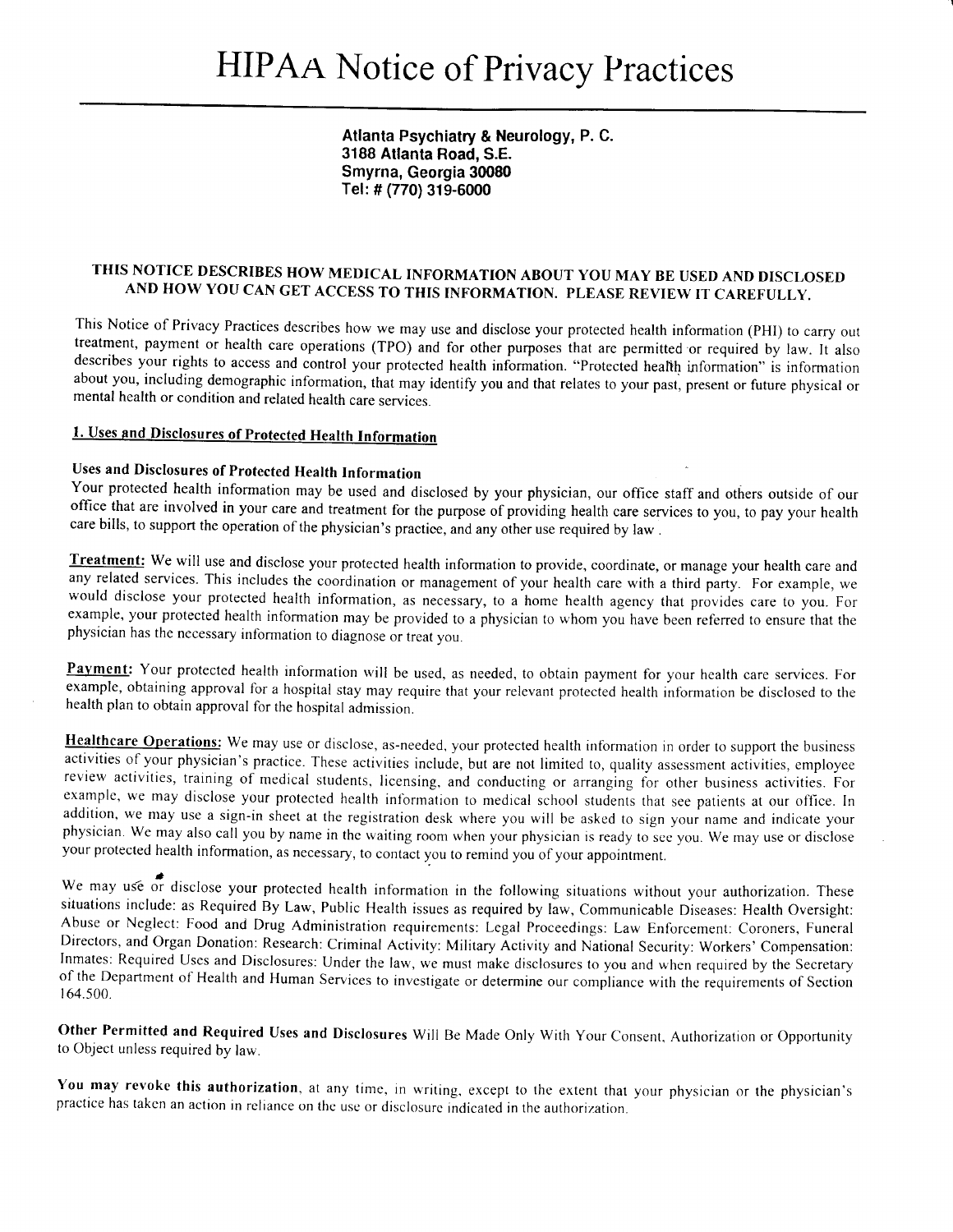# HIPAA Notice of Privacy Practices

**Atlanta Psychiatry & Neurology, P. C.**
**3188 Atlanta Road, S.E.**
**Smyrna, Georgia 30080**
**Tel: # (770) 319-6000**

**THIS NOTICE DESCRIBES HOW MEDICAL INFORMATION ABOUT YOU MAY BE USED AND DISCLOSED AND HOW YOU CAN GET ACCESS TO THIS INFORMATION. PLEASE REVIEW IT CAREFULLY.**

This Notice of Privacy Practices describes how we may use and disclose your protected health information (PHI) to carry out treatment, payment or health care operations (TPO) and for other purposes that are permitted or required by law. It also describes your rights to access and control your protected health information. "Protected health information" is information about you, including demographic information, that may identify you and that relates to your past, present or future physical or mental health or condition and related health care services.

## I. Uses and Disclosures of Protected Health Information

**Uses and Disclosures of Protected Health Information**
Your protected health information may be used and disclosed by your physician, our office staff and others outside of our office that are involved in your care and treatment for the purpose of providing health care services to you, to pay your health care bills, to support the operation of the physician's practice, and any other use required by law .

**Treatment:** We will use and disclose your protected health information to provide, coordinate, or manage your health care and any related services. This includes the coordination or management of your health care with a third party. For example, we would disclose your protected health information, as necessary, to a home health agency that provides care to you. For example, your protected health information may be provided to a physician to whom you have been referred to ensure that the physician has the necessary information to diagnose or treat you.

**Payment:** Your protected health information will be used, as needed, to obtain payment for your health care services. For example, obtaining approval for a hospital stay may require that your relevant protected health information be disclosed to the health plan to obtain approval for the hospital admission.

**Healthcare Operations:** We may use or disclose, as-needed, your protected health information in order to support the business activities of your physician's practice. These activities include, but are not limited to, quality assessment activities, employee review activities, training of medical students, licensing, and conducting or arranging for other business activities. For example, we may disclose your protected health information to medical school students that see patients at our office. In addition, we may use a sign-in sheet at the registration desk where you will be asked to sign your name and indicate your physician. We may also call you by name in the waiting room when your physician is ready to see you. We may use or disclose your protected health information, as necessary, to contact you to remind you of your appointment.

We may use or disclose your protected health information in the following situations without your authorization. These situations include: as Required By Law, Public Health issues as required by law, Communicable Diseases: Health Oversight: Abuse or Neglect: Food and Drug Administration requirements: Legal Proceedings: Law Enforcement: Coroners, Funeral Directors, and Organ Donation: Research: Criminal Activity: Military Activity and National Security: Workers' Compensation: Inmates: Required Uses and Disclosures: Under the law, we must make disclosures to you and when required by the Secretary of the Department of Health and Human Services to investigate or determine our compliance with the requirements of Section 164.500.

**Other Permitted and Required Uses and Disclosures** Will Be Made Only With Your Consent, Authorization or Opportunity to Object unless required by law.

**You may revoke this authorization**, at any time, in writing, except to the extent that your physician or the physician's practice has taken an action in reliance on the use or disclosure indicated in the authorization.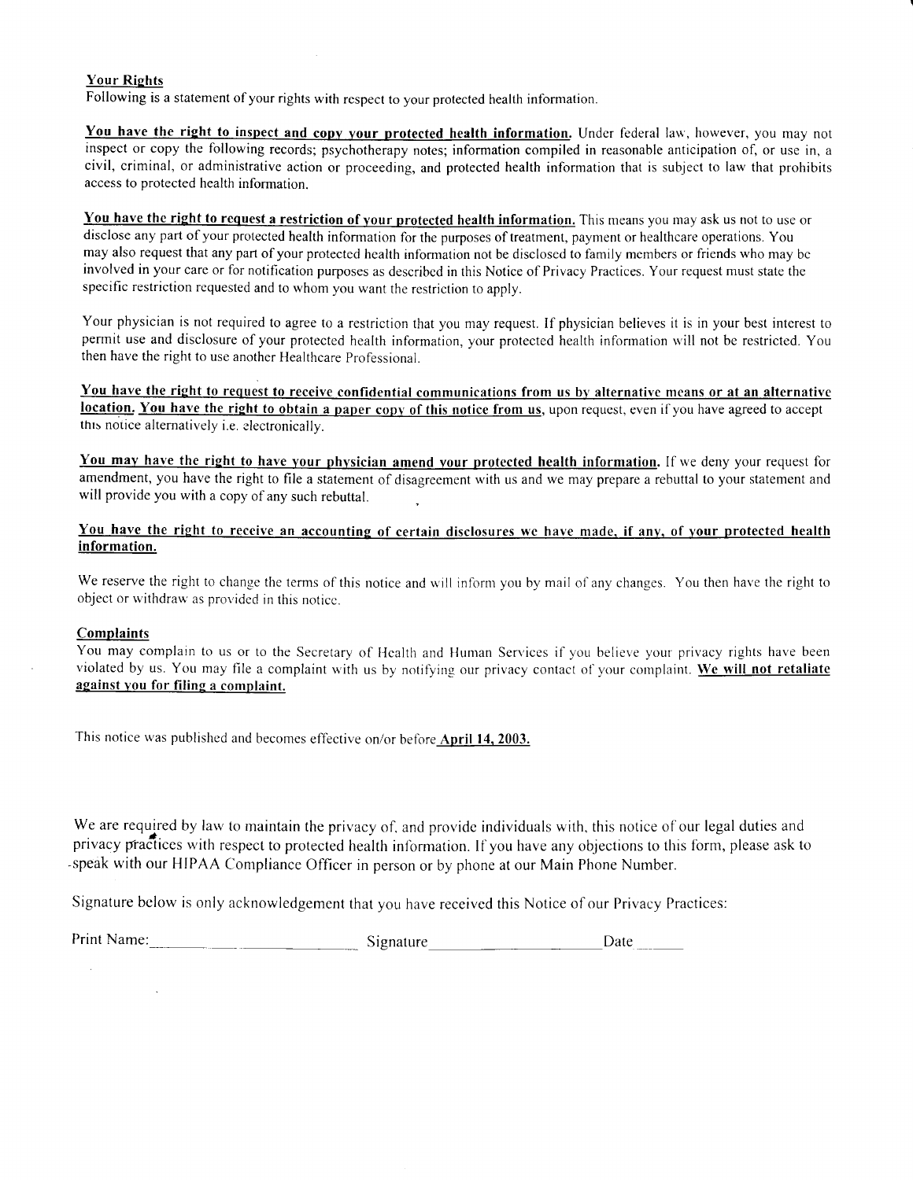**Your Rights**

Following is a statement of your rights with respect to your protected health information.

**You have the right to inspect and copy your protected health information.** Under federal law, however, you may not inspect or copy the following records; psychotherapy notes; information compiled in reasonable anticipation of, or use in, a civil, criminal, or administrative action or proceeding, and protected health information that is subject to law that prohibits access to protected health information.

**You have the right to request a restriction of your protected health information.** This means you may ask us not to use or disclose any part of your protected health information for the purposes of treatment, payment or healthcare operations. You may also request that any part of your protected health information not be disclosed to family members or friends who may be involved in your care or for notification purposes as described in this Notice of Privacy Practices. Your request must state the specific restriction requested and to whom you want the restriction to apply.

Your physician is not required to agree to a restriction that you may request. If physician believes it is in your best interest to permit use and disclosure of your protected health information, your protected health information will not be restricted. You then have the right to use another Healthcare Professional.

**You have the right to request to receive confidential communications from us by alternative means or at an alternative location. You have the right to obtain a paper copy of this notice from us,** upon request, even if you have agreed to accept this notice alternatively i.e. electronically.

**You may have the right to have your physician amend your protected health information.** If we deny your request for amendment, you have the right to file a statement of disagreement with us and we may prepare a rebuttal to your statement and will provide you with a copy of any such rebuttal.

**You have the right to receive an accounting of certain disclosures we have made, if any, of your protected health information.**

We reserve the right to change the terms of this notice and will inform you by mail of any changes. You then have the right to object or withdraw as provided in this notice.

**Complaints**

You may complain to us or to the Secretary of Health and Human Services if you believe your privacy rights have been violated by us. You may file a complaint with us by notifying our privacy contact of your complaint. **We will not retaliate against you for filing a complaint.**

This notice was published and becomes effective on/or before **April 14, 2003.**

We are required by law to maintain the privacy of, and provide individuals with, this notice of our legal duties and privacy practices with respect to protected health information. If you have any objections to this form, please ask to speak with our HIPAA Compliance Officer in person or by phone at our Main Phone Number.

Signature below is only acknowledgement that you have received this Notice of our Privacy Practices:

Print Name:\_\_\_\_\_\_\_\_\_\_\_\_\_\_\_\_\_\_\_\_\_\_\_\_ Signature\_\_\_\_\_\_\_\_\_\_\_\_\_\_\_\_\_\_\_\_ Date\_\_\_\_\_\_